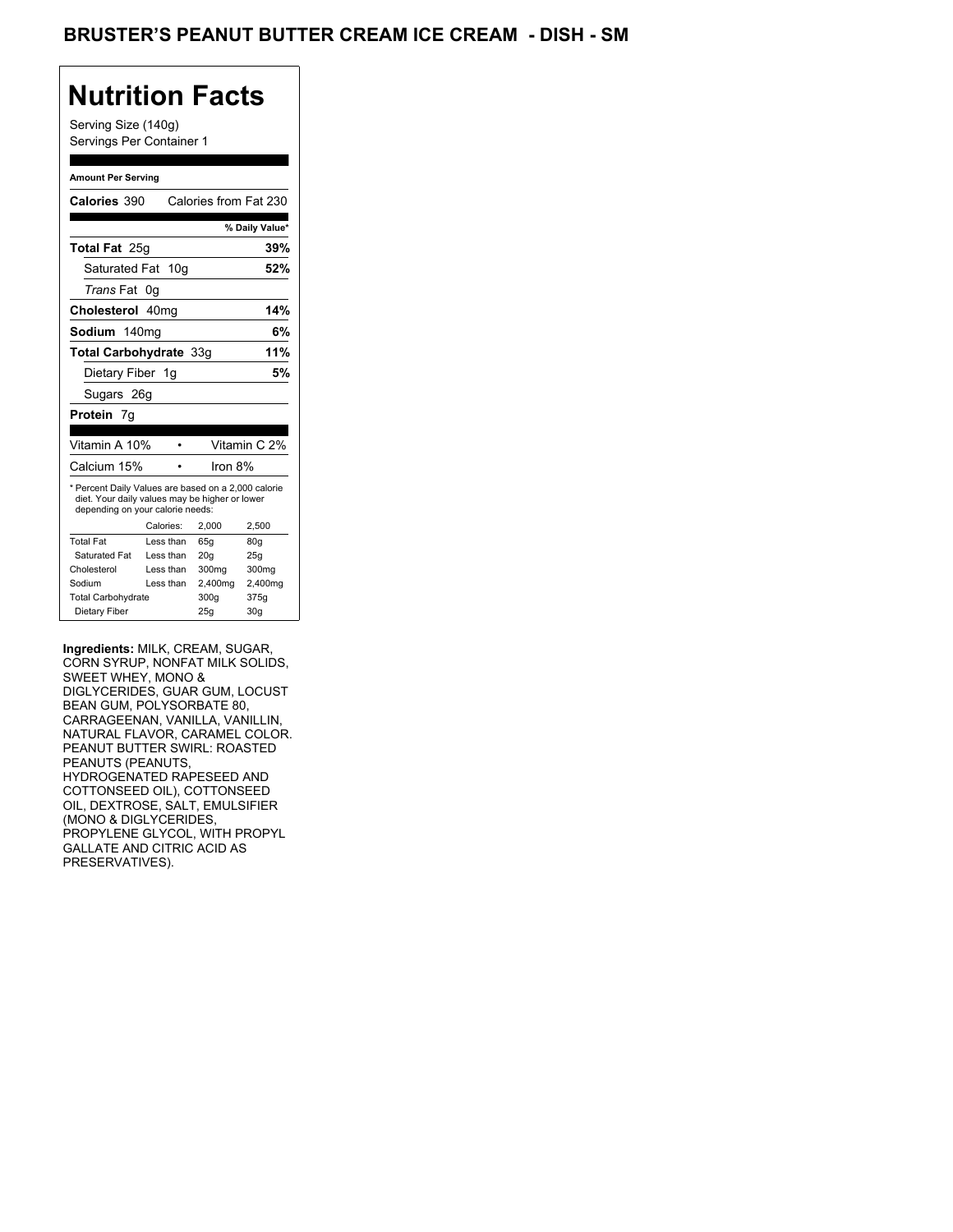# BRUSTER'S PEANUT BUTTER CREAM ICE CREAM - DISH - SM

## Nutrition Facts

Serving Size (140g)
Servings Per Container 1

**Amount Per Serving**

**Calories** 390 Calories from Fat 230

| | % Daily Value* |
|---|---|
| **Total Fat** 25g | **39%** |
| Saturated Fat 10g | **52%** |
| *Trans* Fat 0g | |
| **Cholesterol** 40mg | **14%** |
| **Sodium** 140mg | **6%** |
| **Total Carbohydrate** 33g | **11%** |
| Dietary Fiber 1g | **5%** |
| Sugars 26g | |
| **Protein** 7g | |

| | |
|---|---|
| Vitamin A 10% | Vitamin C 2% |
| Calcium 15% | Iron 8% |

* Percent Daily Values are based on a 2,000 calorie diet. Your daily values may be higher or lower depending on your calorie needs:

| | Calories: | 2,000 | 2,500 |
|---|---|---|---|
| Total Fat | Less than | 65g | 80g |
| Saturated Fat | Less than | 20g | 25g |
| Cholesterol | Less than | 300mg | 300mg |
| Sodium | Less than | 2,400mg | 2,400mg |
| Total Carbohydrate | | 300g | 375g |
| Dietary Fiber | | 25g | 30g |

**Ingredients:** MILK, CREAM, SUGAR, CORN SYRUP, NONFAT MILK SOLIDS, SWEET WHEY, MONO & DIGLYCERIDES, GUAR GUM, LOCUST BEAN GUM, POLYSORBATE 80, CARRAGEENAN, VANILLA, VANILLIN, NATURAL FLAVOR, CARAMEL COLOR. PEANUT BUTTER SWIRL: ROASTED PEANUTS (PEANUTS, HYDROGENATED RAPESEED AND COTTONSEED OIL), COTTONSEED OIL, DEXTROSE, SALT, EMULSIFIER (MONO & DIGLYCERIDES, PROPYLENE GLYCOL, WITH PROPYL GALLATE AND CITRIC ACID AS PRESERVATIVES).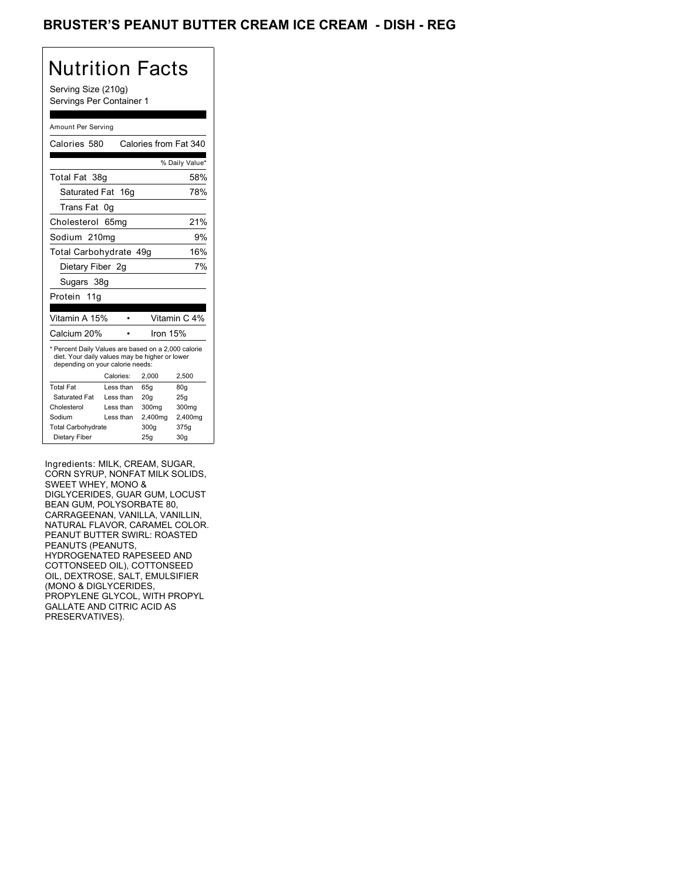# BRUSTER'S PEANUT BUTTER CREAM ICE CREAM - DISH - REG

## Nutrition Facts

Serving Size (210g)
Servings Per Container 1

Amount Per Serving

Calories 580 Calories from Fat 340

| | % Daily Value* |
|---|---|
| Total Fat 38g | 58% |
| Saturated Fat 16g | 78% |
| Trans Fat 0g | |
| Cholesterol 65mg | 21% |
| Sodium 210mg | 9% |
| Total Carbohydrate 49g | 16% |
| Dietary Fiber 2g | 7% |
| Sugars 38g | |
| Protein 11g | |

| | |
|---|---|
| Vitamin A 15% | Vitamin C 4% |
| Calcium 20% | Iron 15% |

* Percent Daily Values are based on a 2,000 calorie diet. Your daily values may be higher or lower depending on your calorie needs:

| | Calories: | 2,000 | 2,500 |
|---|---|---|---|
| Total Fat | Less than | 65g | 80g |
| Saturated Fat | Less than | 20g | 25g |
| Cholesterol | Less than | 300mg | 300mg |
| Sodium | Less than | 2,400mg | 2,400mg |
| Total Carbohydrate | | 300g | 375g |
| Dietary Fiber | | 25g | 30g |

Ingredients: MILK, CREAM, SUGAR, CORN SYRUP, NONFAT MILK SOLIDS, SWEET WHEY, MONO & DIGLYCERIDES, GUAR GUM, LOCUST BEAN GUM, POLYSORBATE 80, CARRAGEENAN, VANILLA, VANILLIN, NATURAL FLAVOR, CARAMEL COLOR. PEANUT BUTTER SWIRL: ROASTED PEANUTS (PEANUTS, HYDROGENATED RAPESEED AND COTTONSEED OIL), COTTONSEED OIL, DEXTROSE, SALT, EMULSIFIER (MONO & DIGLYCERIDES, PROPYLENE GLYCOL, WITH PROPYL GALLATE AND CITRIC ACID AS PRESERVATIVES).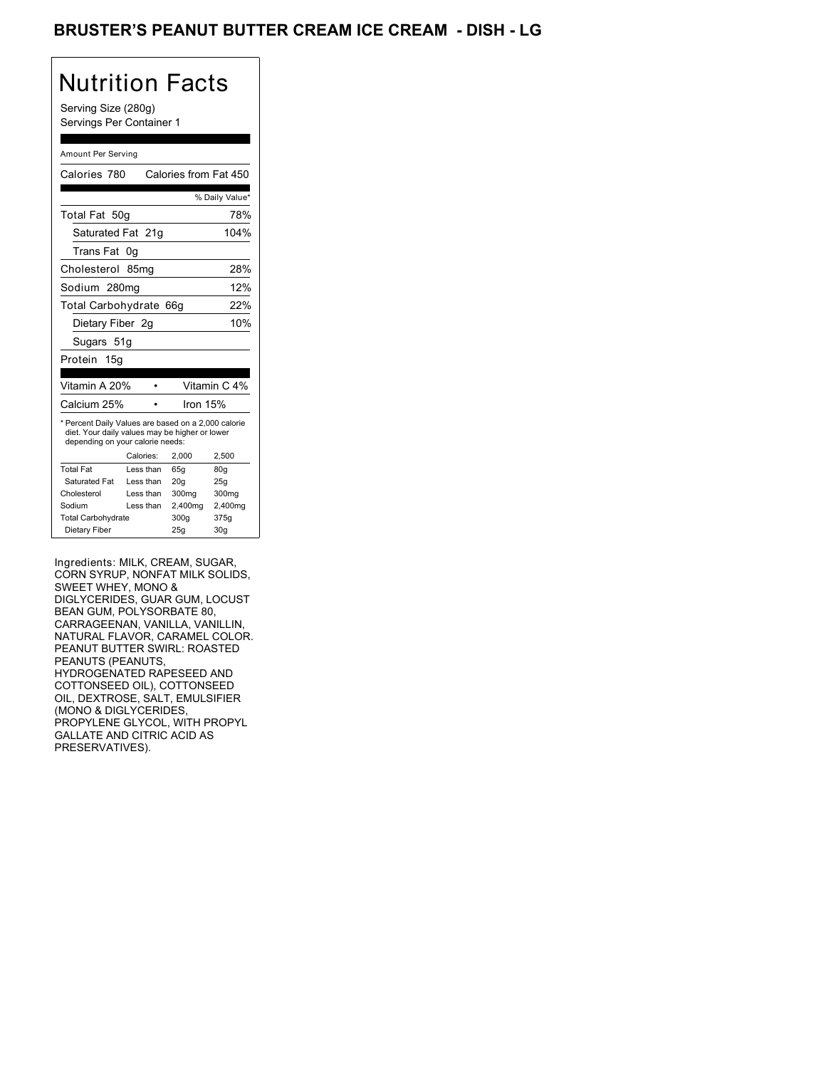# BRUSTER'S PEANUT BUTTER CREAM ICE CREAM - DISH - LG

## Nutrition Facts

Serving Size (280g)
Servings Per Container 1

Amount Per Serving

| Calories 780 | Calories from Fat 450 |
|---|---|
| | % Daily Value* |
| Total Fat 50g | 78% |
| Saturated Fat 21g | 104% |
| Trans Fat 0g | |
| Cholesterol 85mg | 28% |
| Sodium 280mg | 12% |
| Total Carbohydrate 66g | 22% |
| Dietary Fiber 2g | 10% |
| Sugars 51g | |
| Protein 15g | |

| Vitamin A 20% | • | Vitamin C 4% |
|---|---|---|
| Calcium 25% | • | Iron 15% |

* Percent Daily Values are based on a 2,000 calorie diet. Your daily values may be higher or lower depending on your calorie needs:

| | Calories: | 2,000 | 2,500 |
|---|---|---|---|
| Total Fat | Less than | 65g | 80g |
| Saturated Fat | Less than | 20g | 25g |
| Cholesterol | Less than | 300mg | 300mg |
| Sodium | Less than | 2,400mg | 2,400mg |
| Total Carbohydrate | | 300g | 375g |
| Dietary Fiber | | 25g | 30g |

Ingredients: MILK, CREAM, SUGAR, CORN SYRUP, NONFAT MILK SOLIDS, SWEET WHEY, MONO & DIGLYCERIDES, GUAR GUM, LOCUST BEAN GUM, POLYSORBATE 80, CARRAGEENAN, VANILLA, VANILLIN, NATURAL FLAVOR, CARAMEL COLOR. PEANUT BUTTER SWIRL: ROASTED PEANUTS (PEANUTS, HYDROGENATED RAPESEED AND COTTONSEED OIL), COTTONSEED OIL, DEXTROSE, SALT, EMULSIFIER (MONO & DIGLYCERIDES, PROPYLENE GLYCOL, WITH PROPYL GALLATE AND CITRIC ACID AS PRESERVATIVES).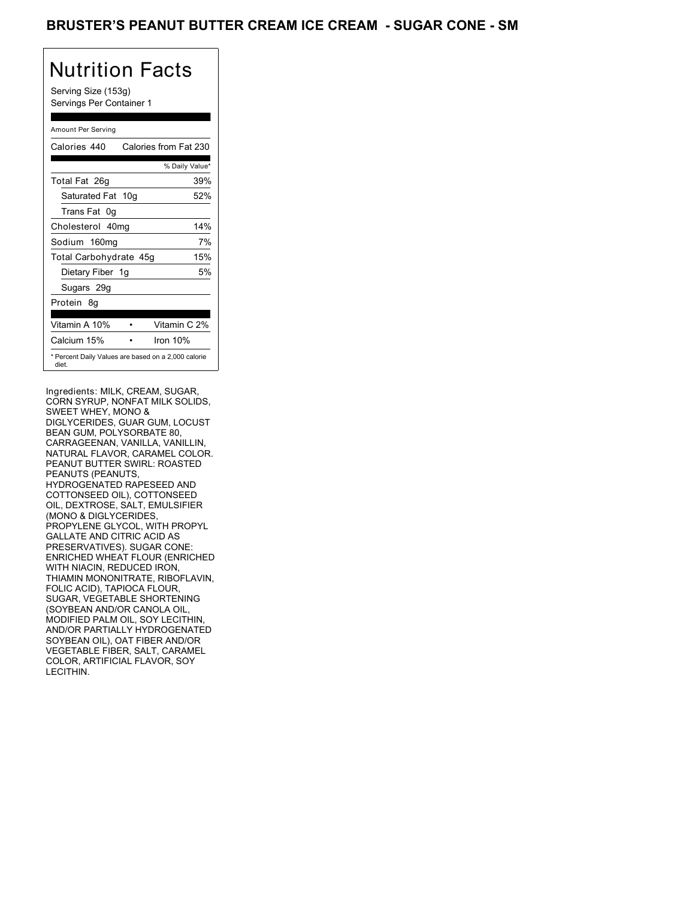# BRUSTER'S PEANUT BUTTER CREAM ICE CREAM - SUGAR CONE - SM

## Nutrition Facts

Serving Size (153g)
Servings Per Container 1

Amount Per Serving

| | |
|---|---|
| Calories 440 | Calories from Fat 230 |
| | % Daily Value* |
| Total Fat 26g | 39% |
| Saturated Fat 10g | 52% |
| Trans Fat 0g | |
| Cholesterol 40mg | 14% |
| Sodium 160mg | 7% |
| Total Carbohydrate 45g | 15% |
| Dietary Fiber 1g | 5% |
| Sugars 29g | |
| Protein 8g | |
| Vitamin A 10% | Vitamin C 2% |
| Calcium 15% | Iron 10% |

* Percent Daily Values are based on a 2,000 calorie diet.

Ingredients: MILK, CREAM, SUGAR, CORN SYRUP, NONFAT MILK SOLIDS, SWEET WHEY, MONO & DIGLYCERIDES, GUAR GUM, LOCUST BEAN GUM, POLYSORBATE 80, CARRAGEENAN, VANILLA, VANILLIN, NATURAL FLAVOR, CARAMEL COLOR. PEANUT BUTTER SWIRL: ROASTED PEANUTS (PEANUTS, HYDROGENATED RAPESEED AND COTTONSEED OIL), COTTONSEED OIL, DEXTROSE, SALT, EMULSIFIER (MONO & DIGLYCERIDES, PROPYLENE GLYCOL, WITH PROPYL GALLATE AND CITRIC ACID AS PRESERVATIVES). SUGAR CONE: ENRICHED WHEAT FLOUR (ENRICHED WITH NIACIN, REDUCED IRON, THIAMIN MONONITRATE, RIBOFLAVIN, FOLIC ACID), TAPIOCA FLOUR, SUGAR, VEGETABLE SHORTENING (SOYBEAN AND/OR CANOLA OIL, MODIFIED PALM OIL, SOY LECITHIN, AND/OR PARTIALLY HYDROGENATED SOYBEAN OIL), OAT FIBER AND/OR VEGETABLE FIBER, SALT, CARAMEL COLOR, ARTIFICIAL FLAVOR, SOY LECITHIN.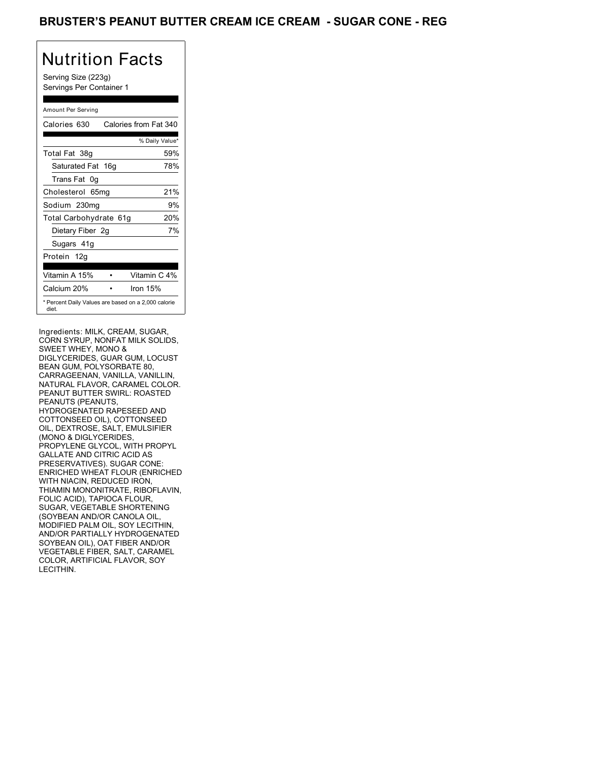# BRUSTER'S PEANUT BUTTER CREAM ICE CREAM - SUGAR CONE - REG

## Nutrition Facts

Serving Size (223g)
Servings Per Container 1

Amount Per Serving

| Calories 630 | Calories from Fat 340 |
|---|---|
| | % Daily Value* |
| Total Fat 38g | 59% |
| Saturated Fat 16g | 78% |
| Trans Fat 0g | |
| Cholesterol 65mg | 21% |
| Sodium 230mg | 9% |
| Total Carbohydrate 61g | 20% |
| Dietary Fiber 2g | 7% |
| Sugars 41g | |
| Protein 12g | |
| Vitamin A 15% • | Vitamin C 4% |
| Calcium 20% • | Iron 15% |

* Percent Daily Values are based on a 2,000 calorie diet.

Ingredients: MILK, CREAM, SUGAR, CORN SYRUP, NONFAT MILK SOLIDS, SWEET WHEY, MONO & DIGLYCERIDES, GUAR GUM, LOCUST BEAN GUM, POLYSORBATE 80, CARRAGEENAN, VANILLA, VANILLIN, NATURAL FLAVOR, CARAMEL COLOR. PEANUT BUTTER SWIRL: ROASTED PEANUTS (PEANUTS, HYDROGENATED RAPESEED AND COTTONSEED OIL), COTTONSEED OIL, DEXTROSE, SALT, EMULSIFIER (MONO & DIGLYCERIDES, PROPYLENE GLYCOL, WITH PROPYL GALLATE AND CITRIC ACID AS PRESERVATIVES). SUGAR CONE: ENRICHED WHEAT FLOUR (ENRICHED WITH NIACIN, REDUCED IRON, THIAMIN MONONITRATE, RIBOFLAVIN, FOLIC ACID), TAPIOCA FLOUR, SUGAR, VEGETABLE SHORTENING (SOYBEAN AND/OR CANOLA OIL, MODIFIED PALM OIL, SOY LECITHIN, AND/OR PARTIALLY HYDROGENATED SOYBEAN OIL), OAT FIBER AND/OR VEGETABLE FIBER, SALT, CARAMEL COLOR, ARTIFICIAL FLAVOR, SOY LECITHIN.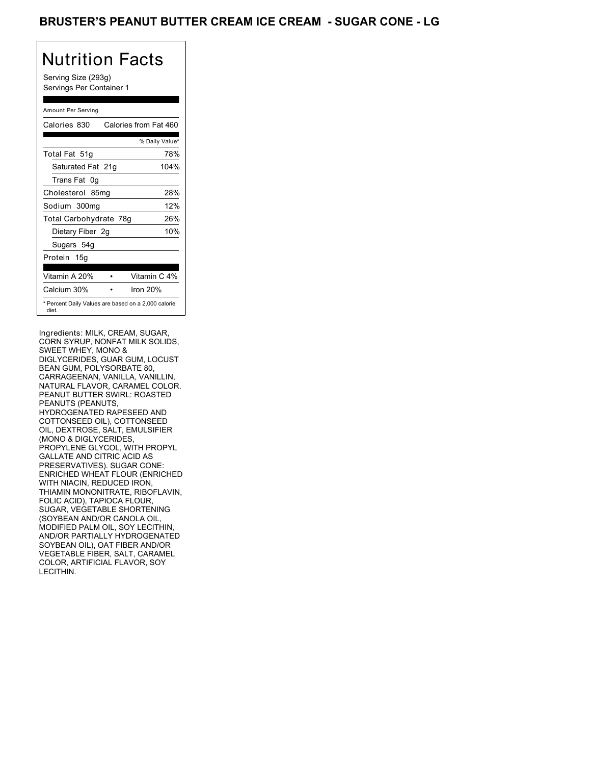# BRUSTER'S PEANUT BUTTER CREAM ICE CREAM - SUGAR CONE - LG

## Nutrition Facts

Serving Size (293g)
Servings Per Container 1

Amount Per Serving

| | |
|---|---|
| Calories 830 | Calories from Fat 460 |
| | % Daily Value* |
| Total Fat 51g | 78% |
| Saturated Fat 21g | 104% |
| Trans Fat 0g | |
| Cholesterol 85mg | 28% |
| Sodium 300mg | 12% |
| Total Carbohydrate 78g | 26% |
| Dietary Fiber 2g | 10% |
| Sugars 54g | |
| Protein 15g | |
| Vitamin A 20% | Vitamin C 4% |
| Calcium 30% | Iron 20% |

\* Percent Daily Values are based on a 2,000 calorie diet.

Ingredients: MILK, CREAM, SUGAR, CORN SYRUP, NONFAT MILK SOLIDS, SWEET WHEY, MONO & DIGLYCERIDES, GUAR GUM, LOCUST BEAN GUM, POLYSORBATE 80, CARRAGEENAN, VANILLA, VANILLIN, NATURAL FLAVOR, CARAMEL COLOR. PEANUT BUTTER SWIRL: ROASTED PEANUTS (PEANUTS, HYDROGENATED RAPESEED AND COTTONSEED OIL), COTTONSEED OIL, DEXTROSE, SALT, EMULSIFIER (MONO & DIGLYCERIDES, PROPYLENE GLYCOL, WITH PROPYL GALLATE AND CITRIC ACID AS PRESERVATIVES). SUGAR CONE: ENRICHED WHEAT FLOUR (ENRICHED WITH NIACIN, REDUCED IRON, THIAMIN MONONITRATE, RIBOFLAVIN, FOLIC ACID), TAPIOCA FLOUR, SUGAR, VEGETABLE SHORTENING (SOYBEAN AND/OR CANOLA OIL, MODIFIED PALM OIL, SOY LECITHIN, AND/OR PARTIALLY HYDROGENATED SOYBEAN OIL), OAT FIBER AND/OR VEGETABLE FIBER, SALT, CARAMEL COLOR, ARTIFICIAL FLAVOR, SOY LECITHIN.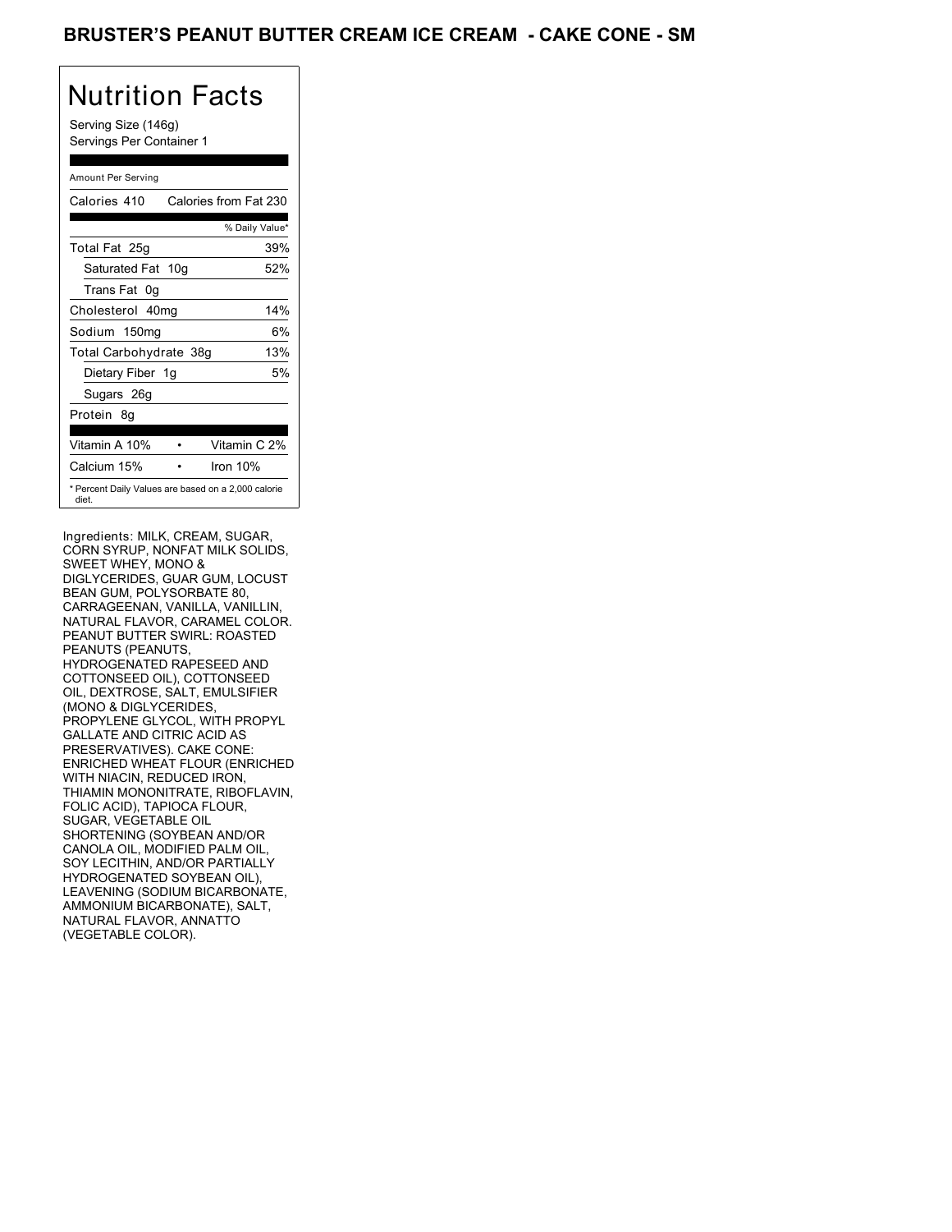# BRUSTER'S PEANUT BUTTER CREAM ICE CREAM - CAKE CONE - SM

## Nutrition Facts

Serving Size (146g)
Servings Per Container 1

Amount Per Serving

| Calories 410 | Calories from Fat 230 |
|---|---|
| | % Daily Value* |
| Total Fat 25g | 39% |
| Saturated Fat 10g | 52% |
| Trans Fat 0g | |
| Cholesterol 40mg | 14% |
| Sodium 150mg | 6% |
| Total Carbohydrate 38g | 13% |
| Dietary Fiber 1g | 5% |
| Sugars 26g | |
| Protein 8g | |
| Vitamin A 10% • | Vitamin C 2% |
| Calcium 15% • | Iron 10% |

* Percent Daily Values are based on a 2,000 calorie diet.

Ingredients: MILK, CREAM, SUGAR, CORN SYRUP, NONFAT MILK SOLIDS, SWEET WHEY, MONO & DIGLYCERIDES, GUAR GUM, LOCUST BEAN GUM, POLYSORBATE 80, CARRAGEENAN, VANILLA, VANILLIN, NATURAL FLAVOR, CARAMEL COLOR. PEANUT BUTTER SWIRL: ROASTED PEANUTS (PEANUTS, HYDROGENATED RAPESEED AND COTTONSEED OIL), COTTONSEED OIL, DEXTROSE, SALT, EMULSIFIER (MONO & DIGLYCERIDES, PROPYLENE GLYCOL, WITH PROPYL GALLATE AND CITRIC ACID AS PRESERVATIVES). CAKE CONE: ENRICHED WHEAT FLOUR (ENRICHED WITH NIACIN, REDUCED IRON, THIAMIN MONONITRATE, RIBOFLAVIN, FOLIC ACID), TAPIOCA FLOUR, SUGAR, VEGETABLE OIL SHORTENING (SOYBEAN AND/OR CANOLA OIL, MODIFIED PALM OIL, SOY LECITHIN, AND/OR PARTIALLY HYDROGENATED SOYBEAN OIL), LEAVENING (SODIUM BICARBONATE, AMMONIUM BICARBONATE), SALT, NATURAL FLAVOR, ANNATTO (VEGETABLE COLOR).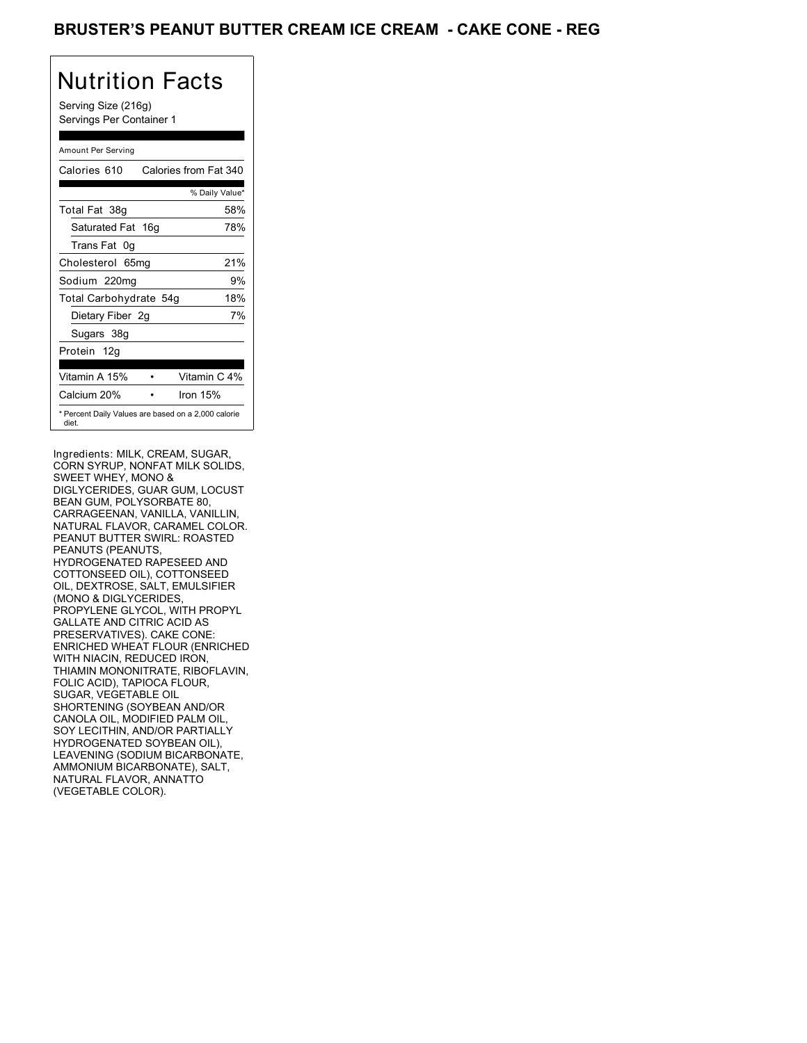# BRUSTER'S PEANUT BUTTER CREAM ICE CREAM - CAKE CONE - REG

## Nutrition Facts

Serving Size (216g)
Servings Per Container 1

| Amount Per Serving | |
|---|---|
| Calories 610 | Calories from Fat 340 |
| | % Daily Value* |
| Total Fat 38g | 58% |
| Saturated Fat 16g | 78% |
| Trans Fat 0g | |
| Cholesterol 65mg | 21% |
| Sodium 220mg | 9% |
| Total Carbohydrate 54g | 18% |
| Dietary Fiber 2g | 7% |
| Sugars 38g | |
| Protein 12g | |
| Vitamin A 15% | Vitamin C 4% |
| Calcium 20% | Iron 15% |

\* Percent Daily Values are based on a 2,000 calorie diet.

Ingredients: MILK, CREAM, SUGAR, CORN SYRUP, NONFAT MILK SOLIDS, SWEET WHEY, MONO & DIGLYCERIDES, GUAR GUM, LOCUST BEAN GUM, POLYSORBATE 80, CARRAGEENAN, VANILLA, VANILLIN, NATURAL FLAVOR, CARAMEL COLOR. PEANUT BUTTER SWIRL: ROASTED PEANUTS (PEANUTS, HYDROGENATED RAPESEED AND COTTONSEED OIL), COTTONSEED OIL, DEXTROSE, SALT, EMULSIFIER (MONO & DIGLYCERIDES, PROPYLENE GLYCOL, WITH PROPYL GALLATE AND CITRIC ACID AS PRESERVATIVES). CAKE CONE: ENRICHED WHEAT FLOUR (ENRICHED WITH NIACIN, REDUCED IRON, THIAMIN MONONITRATE, RIBOFLAVIN, FOLIC ACID), TAPIOCA FLOUR, SUGAR, VEGETABLE OIL SHORTENING (SOYBEAN AND/OR CANOLA OIL, MODIFIED PALM OIL, SOY LECITHIN, AND/OR PARTIALLY HYDROGENATED SOYBEAN OIL), LEAVENING (SODIUM BICARBONATE, AMMONIUM BICARBONATE), SALT, NATURAL FLAVOR, ANNATTO (VEGETABLE COLOR).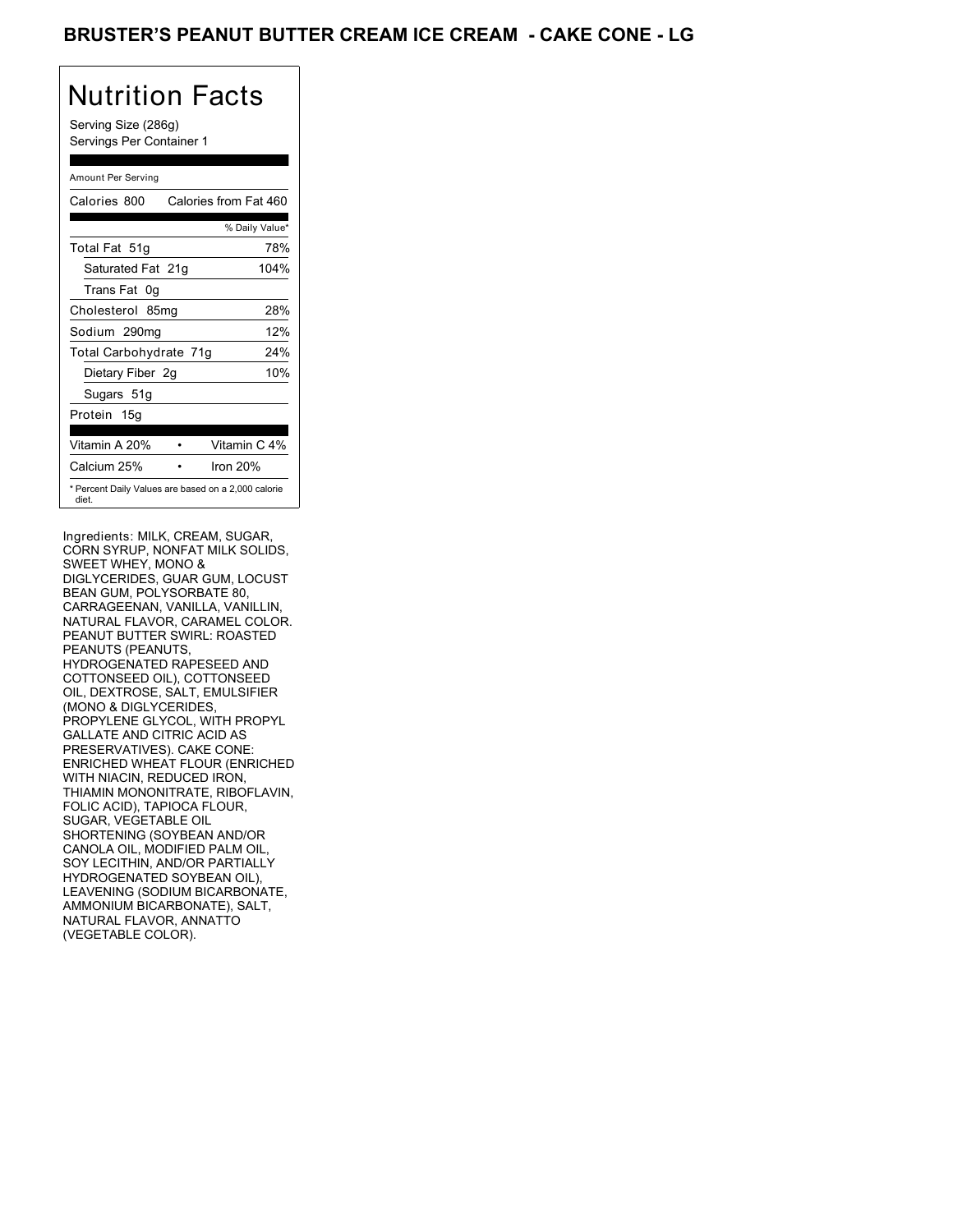# BRUSTER'S PEANUT BUTTER CREAM ICE CREAM - CAKE CONE - LG

## Nutrition Facts

Serving Size (286g)
Servings Per Container 1

Amount Per Serving

| Calories 800 | Calories from Fat 460 |
|---|---|
| | % Daily Value* |
| Total Fat 51g | 78% |
| Saturated Fat 21g | 104% |
| Trans Fat 0g | |
| Cholesterol 85mg | 28% |
| Sodium 290mg | 12% |
| Total Carbohydrate 71g | 24% |
| Dietary Fiber 2g | 10% |
| Sugars 51g | |
| Protein 15g | |

| Vitamin A 20% | • | Vitamin C 4% |
|---|---|---|
| Calcium 25% | • | Iron 20% |

* Percent Daily Values are based on a 2,000 calorie diet.

Ingredients: MILK, CREAM, SUGAR, CORN SYRUP, NONFAT MILK SOLIDS, SWEET WHEY, MONO & DIGLYCERIDES, GUAR GUM, LOCUST BEAN GUM, POLYSORBATE 80, CARRAGEENAN, VANILLA, VANILLIN, NATURAL FLAVOR, CARAMEL COLOR. PEANUT BUTTER SWIRL: ROASTED PEANUTS (PEANUTS, HYDROGENATED RAPESEED AND COTTONSEED OIL), COTTONSEED OIL, DEXTROSE, SALT, EMULSIFIER (MONO & DIGLYCERIDES, PROPYLENE GLYCOL, WITH PROPYL GALLATE AND CITRIC ACID AS PRESERVATIVES). CAKE CONE: ENRICHED WHEAT FLOUR (ENRICHED WITH NIACIN, REDUCED IRON, THIAMIN MONONITRATE, RIBOFLAVIN, FOLIC ACID), TAPIOCA FLOUR, SUGAR, VEGETABLE OIL SHORTENING (SOYBEAN AND/OR CANOLA OIL, MODIFIED PALM OIL, SOY LECITHIN, AND/OR PARTIALLY HYDROGENATED SOYBEAN OIL), LEAVENING (SODIUM BICARBONATE, AMMONIUM BICARBONATE), SALT, NATURAL FLAVOR, ANNATTO (VEGETABLE COLOR).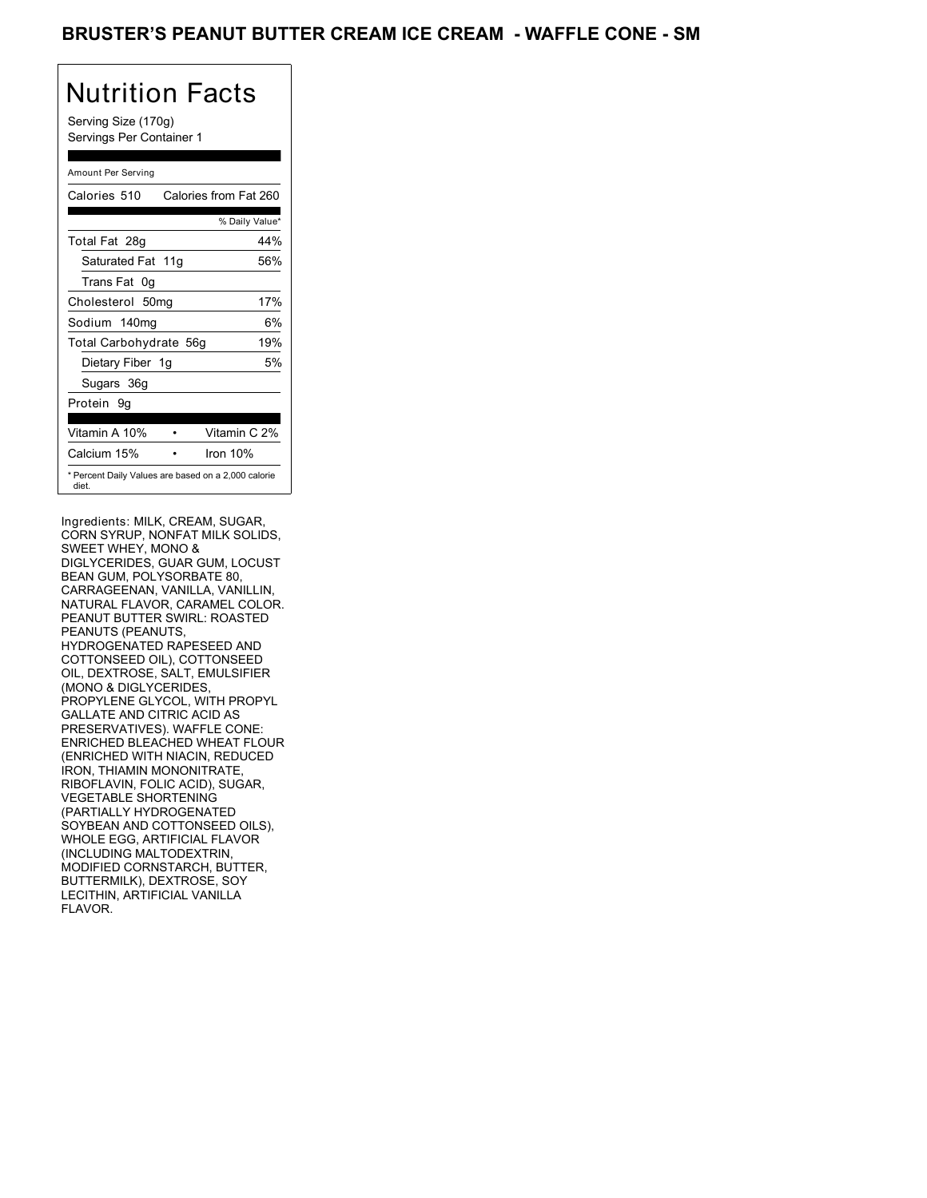# BRUSTER'S PEANUT BUTTER CREAM ICE CREAM - WAFFLE CONE - SM

## Nutrition Facts

Serving Size (170g)
Servings Per Container 1

| Amount Per Serving | |
|---|---|
| Calories 510 | Calories from Fat 260 |
| | % Daily Value* |
| Total Fat 28g | 44% |
| Saturated Fat 11g | 56% |
| Trans Fat 0g | |
| Cholesterol 50mg | 17% |
| Sodium 140mg | 6% |
| Total Carbohydrate 56g | 19% |
| Dietary Fiber 1g | 5% |
| Sugars 36g | |
| Protein 9g | |
| Vitamin A 10% | Vitamin C 2% |
| Calcium 15% | Iron 10% |

* Percent Daily Values are based on a 2,000 calorie diet.

Ingredients: MILK, CREAM, SUGAR, CORN SYRUP, NONFAT MILK SOLIDS, SWEET WHEY, MONO & DIGLYCERIDES, GUAR GUM, LOCUST BEAN GUM, POLYSORBATE 80, CARRAGEENAN, VANILLA, VANILLIN, NATURAL FLAVOR, CARAMEL COLOR. PEANUT BUTTER SWIRL: ROASTED PEANUTS (PEANUTS, HYDROGENATED RAPESEED AND COTTONSEED OIL), COTTONSEED OIL, DEXTROSE, SALT, EMULSIFIER (MONO & DIGLYCERIDES, PROPYLENE GLYCOL, WITH PROPYL GALLATE AND CITRIC ACID AS PRESERVATIVES). WAFFLE CONE: ENRICHED BLEACHED WHEAT FLOUR (ENRICHED WITH NIACIN, REDUCED IRON, THIAMIN MONONITRATE, RIBOFLAVIN, FOLIC ACID), SUGAR, VEGETABLE SHORTENING (PARTIALLY HYDROGENATED SOYBEAN AND COTTONSEED OILS), WHOLE EGG, ARTIFICIAL FLAVOR (INCLUDING MALTODEXTRIN, MODIFIED CORNSTARCH, BUTTER, BUTTERMILK), DEXTROSE, SOY LECITHIN, ARTIFICIAL VANILLA FLAVOR.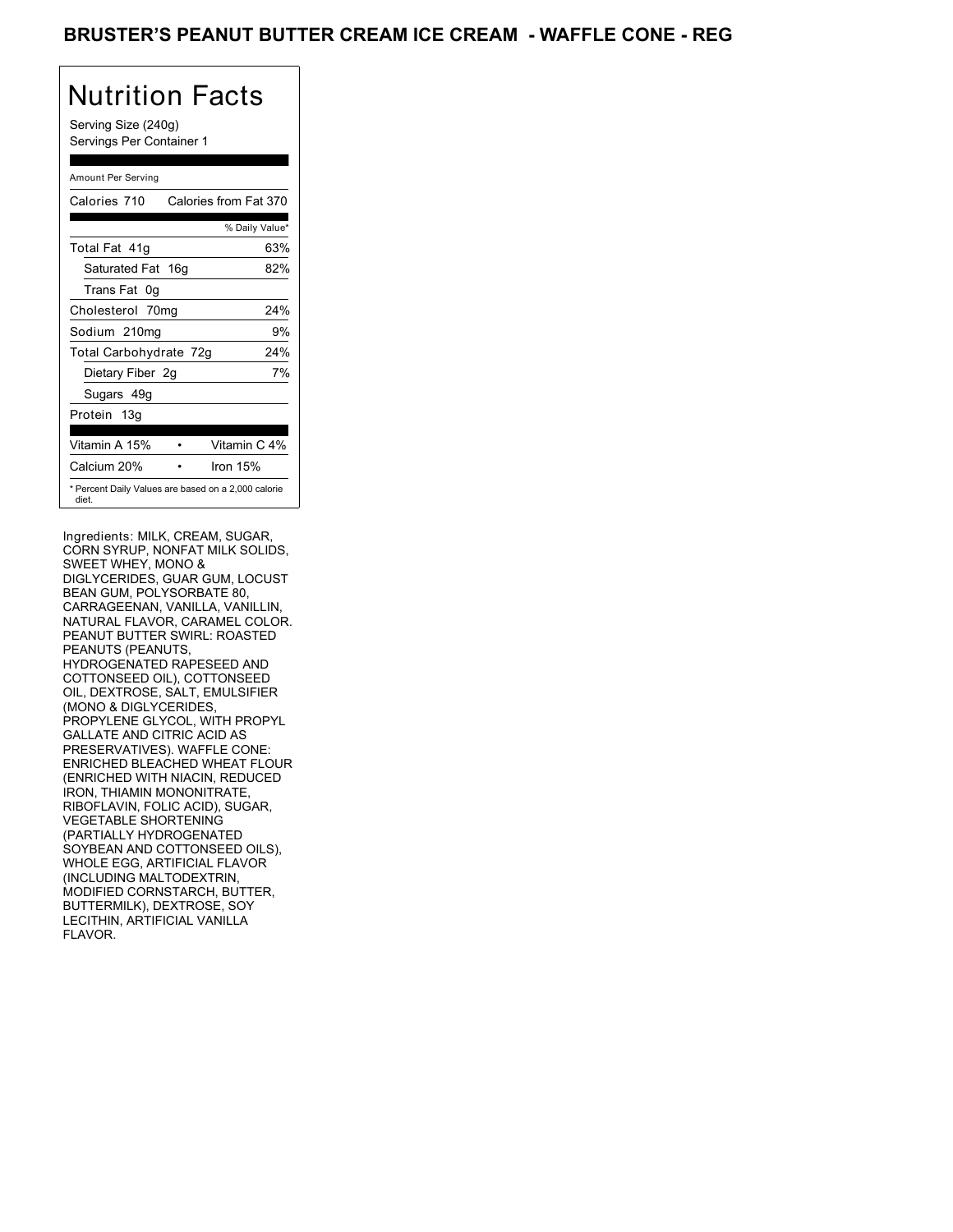# BRUSTER'S PEANUT BUTTER CREAM ICE CREAM - WAFFLE CONE - REG

## Nutrition Facts

Serving Size (240g)
Servings Per Container 1

Amount Per Serving

| Calories 710 | Calories from Fat 370 |
|---|---|
| | % Daily Value* |
| Total Fat 41g | 63% |
| Saturated Fat 16g | 82% |
| Trans Fat 0g | |
| Cholesterol 70mg | 24% |
| Sodium 210mg | 9% |
| Total Carbohydrate 72g | 24% |
| Dietary Fiber 2g | 7% |
| Sugars 49g | |
| Protein 13g | |

| Vitamin A 15% | • | Vitamin C 4% |
|---|---|---|
| Calcium 20% | • | Iron 15% |

* Percent Daily Values are based on a 2,000 calorie diet.

Ingredients: MILK, CREAM, SUGAR, CORN SYRUP, NONFAT MILK SOLIDS, SWEET WHEY, MONO & DIGLYCERIDES, GUAR GUM, LOCUST BEAN GUM, POLYSORBATE 80, CARRAGEENAN, VANILLA, VANILLIN, NATURAL FLAVOR, CARAMEL COLOR. PEANUT BUTTER SWIRL: ROASTED PEANUTS (PEANUTS, HYDROGENATED RAPESEED AND COTTONSEED OIL), COTTONSEED OIL, DEXTROSE, SALT, EMULSIFIER (MONO & DIGLYCERIDES, PROPYLENE GLYCOL, WITH PROPYL GALLATE AND CITRIC ACID AS PRESERVATIVES). WAFFLE CONE: ENRICHED BLEACHED WHEAT FLOUR (ENRICHED WITH NIACIN, REDUCED IRON, THIAMIN MONONITRATE, RIBOFLAVIN, FOLIC ACID), SUGAR, VEGETABLE SHORTENING (PARTIALLY HYDROGENATED SOYBEAN AND COTTONSEED OILS), WHOLE EGG, ARTIFICIAL FLAVOR (INCLUDING MALTODEXTRIN, MODIFIED CORNSTARCH, BUTTER, BUTTERMILK), DEXTROSE, SOY LECITHIN, ARTIFICIAL VANILLA FLAVOR.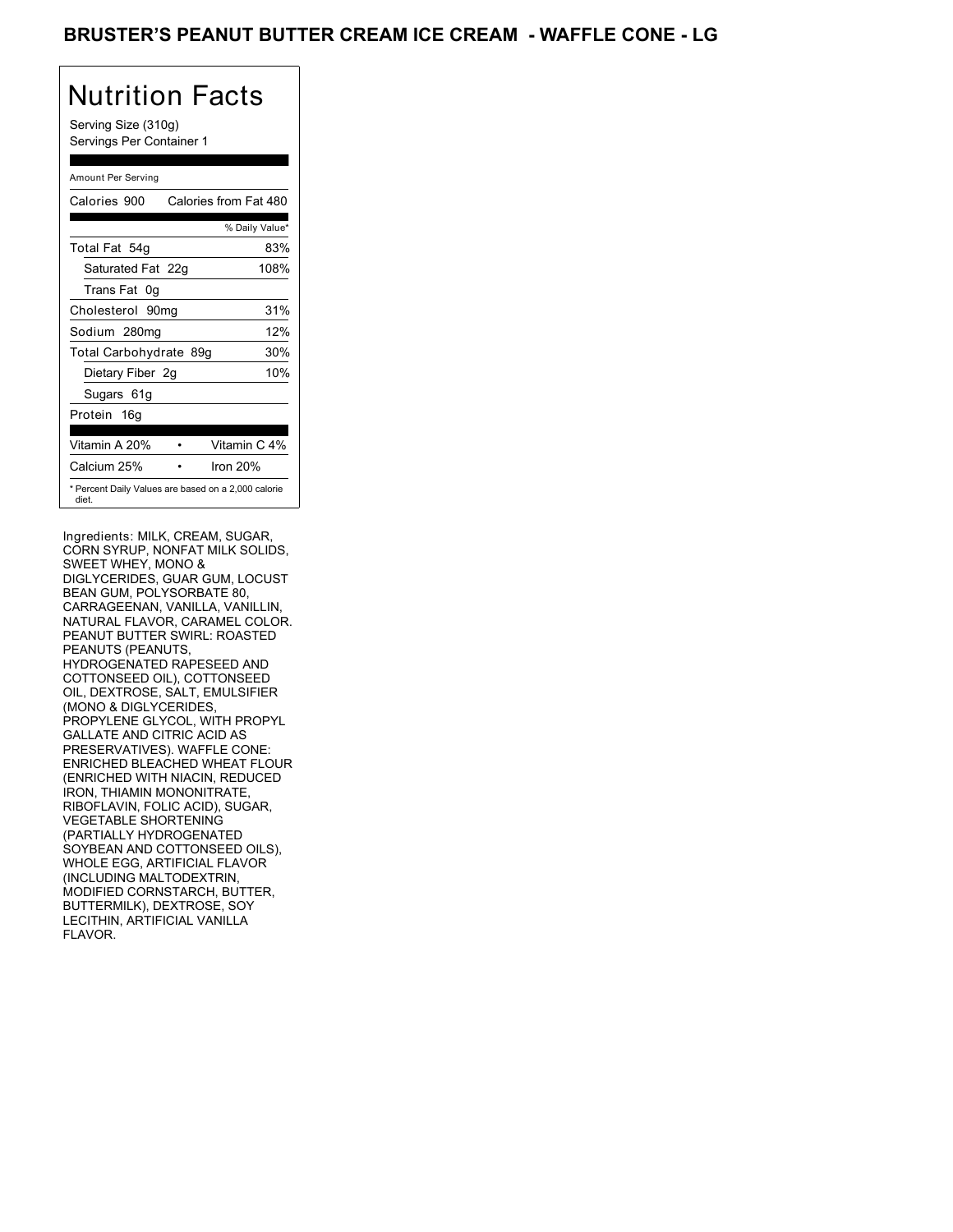# BRUSTER'S PEANUT BUTTER CREAM ICE CREAM - WAFFLE CONE - LG

## Nutrition Facts

Serving Size (310g)
Servings Per Container 1

| Amount Per Serving | |
|---|---|
| Calories 900 | Calories from Fat 480 |
| | % Daily Value* |
| Total Fat 54g | 83% |
| Saturated Fat 22g | 108% |
| Trans Fat 0g | |
| Cholesterol 90mg | 31% |
| Sodium 280mg | 12% |
| Total Carbohydrate 89g | 30% |
| Dietary Fiber 2g | 10% |
| Sugars 61g | |
| Protein 16g | |
| Vitamin A 20% | Vitamin C 4% |
| Calcium 25% | Iron 20% |

* Percent Daily Values are based on a 2,000 calorie diet.

Ingredients: MILK, CREAM, SUGAR, CORN SYRUP, NONFAT MILK SOLIDS, SWEET WHEY, MONO & DIGLYCERIDES, GUAR GUM, LOCUST BEAN GUM, POLYSORBATE 80, CARRAGEENAN, VANILLA, VANILLIN, NATURAL FLAVOR, CARAMEL COLOR. PEANUT BUTTER SWIRL: ROASTED PEANUTS (PEANUTS, HYDROGENATED RAPESEED AND COTTONSEED OIL), COTTONSEED OIL, DEXTROSE, SALT, EMULSIFIER (MONO & DIGLYCERIDES, PROPYLENE GLYCOL, WITH PROPYL GALLATE AND CITRIC ACID AS PRESERVATIVES). WAFFLE CONE: ENRICHED BLEACHED WHEAT FLOUR (ENRICHED WITH NIACIN, REDUCED IRON, THIAMIN MONONITRATE, RIBOFLAVIN, FOLIC ACID), SUGAR, VEGETABLE SHORTENING (PARTIALLY HYDROGENATED SOYBEAN AND COTTONSEED OILS), WHOLE EGG, ARTIFICIAL FLAVOR (INCLUDING MALTODEXTRIN, MODIFIED CORNSTARCH, BUTTER, BUTTERMILK), DEXTROSE, SOY LECITHIN, ARTIFICIAL VANILLA FLAVOR.